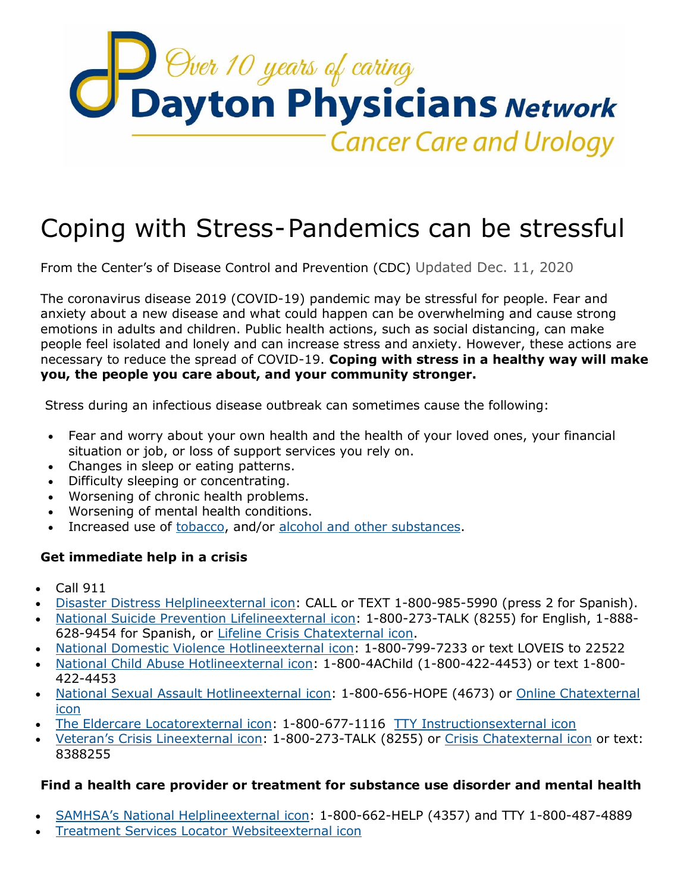Over 10 years of caring
**Dayton Physicians** *Network*
Cancer Care and Urology

# Coping with Stress- Pandemics can be stressful

From the Center's of Disease Control and Prevention (CDC) Updated Dec. 11, 2020

The coronavirus disease 2019 (COVID-19) pandemic may be stressful for people. Fear and anxiety about a new disease and what could happen can be overwhelming and cause strong emotions in adults and children. Public health actions, such as social distancing, can make people feel isolated and lonely and can increase stress and anxiety. However, these actions are necessary to reduce the spread of COVID-19. **Coping with stress in a healthy way will make you, the people you care about, and your community stronger.**

Stress during an infectious disease outbreak can sometimes cause the following:

- Fear and worry about your own health and the health of your loved ones, your financial situation or job, or loss of support services you rely on.
- Changes in sleep or eating patterns.
- Difficulty sleeping or concentrating.
- Worsening of chronic health problems.
- Worsening of mental health conditions.
- Increased use of tobacco, and/or alcohol and other substances.

### Get immediate help in a crisis

- Call 911
- Disaster Distress Helplineexternal icon: CALL or TEXT 1-800-985-5990 (press 2 for Spanish).
- National Suicide Prevention Lifelineexternal icon: 1-800-273-TALK (8255) for English, 1-888-628-9454 for Spanish, or Lifeline Crisis Chatexternal icon.
- National Domestic Violence Hotlineexternal icon: 1-800-799-7233 or text LOVEIS to 22522
- National Child Abuse Hotlineexternal icon: 1-800-4AChild (1-800-422-4453) or text 1-800-422-4453
- National Sexual Assault Hotlineexternal icon: 1-800-656-HOPE (4673) or Online Chatexternal icon
- The Eldercare Locatorexternal icon: 1-800-677-1116 TTY Instructionsexternal icon
- Veteran's Crisis Lineexternal icon: 1-800-273-TALK (8255) or Crisis Chatexternal icon or text: 8388255

### Find a health care provider or treatment for substance use disorder and mental health

- SAMHSA's National Helplineexternal icon: 1-800-662-HELP (4357) and TTY 1-800-487-4889
- Treatment Services Locator Websiteexternal icon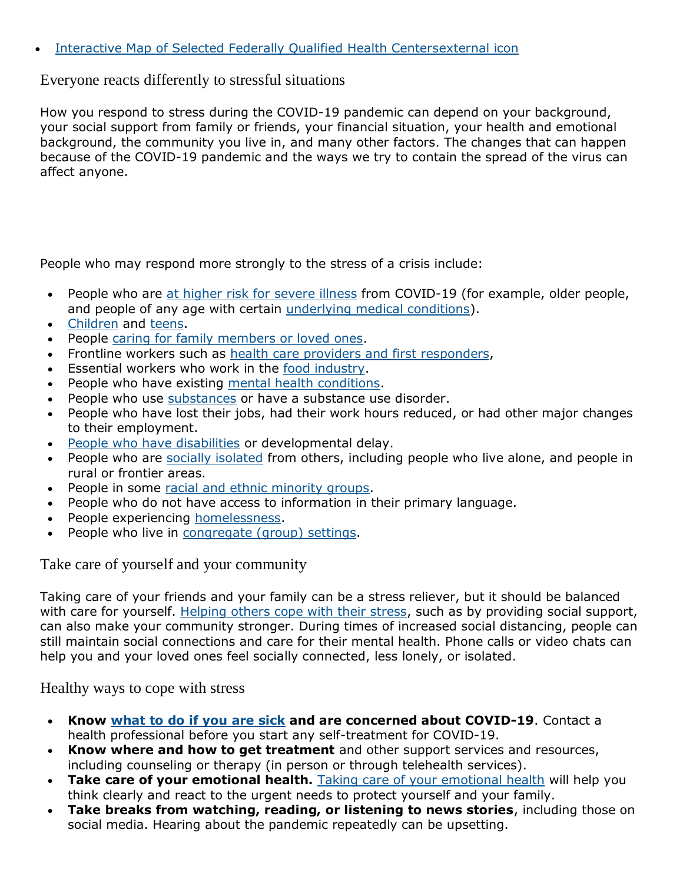- Interactive Map of Selected Federally Qualified Health Centersexternal icon

## Everyone reacts differently to stressful situations

How you respond to stress during the COVID-19 pandemic can depend on your background, your social support from family or friends, your financial situation, your health and emotional background, the community you live in, and many other factors. The changes that can happen because of the COVID-19 pandemic and the ways we try to contain the spread of the virus can affect anyone.

People who may respond more strongly to the stress of a crisis include:

- People who are at higher risk for severe illness from COVID-19 (for example, older people, and people of any age with certain underlying medical conditions).
- Children and teens.
- People caring for family members or loved ones.
- Frontline workers such as health care providers and first responders,
- Essential workers who work in the food industry.
- People who have existing mental health conditions.
- People who use substances or have a substance use disorder.
- People who have lost their jobs, had their work hours reduced, or had other major changes to their employment.
- People who have disabilities or developmental delay.
- People who are socially isolated from others, including people who live alone, and people in rural or frontier areas.
- People in some racial and ethnic minority groups.
- People who do not have access to information in their primary language.
- People experiencing homelessness.
- People who live in congregate (group) settings.

## Take care of yourself and your community

Taking care of your friends and your family can be a stress reliever, but it should be balanced with care for yourself. Helping others cope with their stress, such as by providing social support, can also make your community stronger. During times of increased social distancing, people can still maintain social connections and care for their mental health. Phone calls or video chats can help you and your loved ones feel socially connected, less lonely, or isolated.

## Healthy ways to cope with stress

- **Know what to do if you are sick and are concerned about COVID-19**. Contact a health professional before you start any self-treatment for COVID-19.
- **Know where and how to get treatment** and other support services and resources, including counseling or therapy (in person or through telehealth services).
- **Take care of your emotional health.** Taking care of your emotional health will help you think clearly and react to the urgent needs to protect yourself and your family.
- **Take breaks from watching, reading, or listening to news stories**, including those on social media. Hearing about the pandemic repeatedly can be upsetting.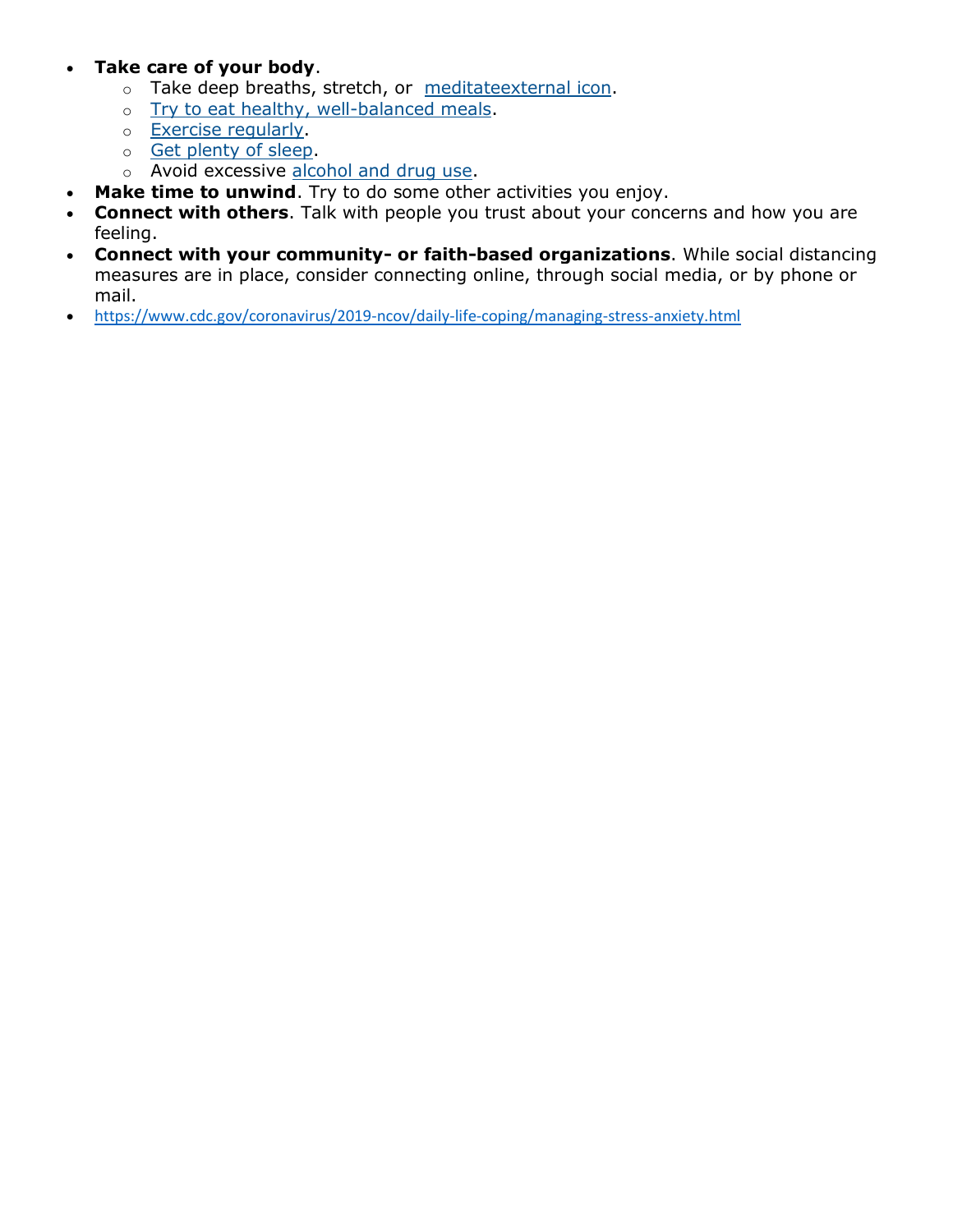- **Take care of your body**.
  - Take deep breaths, stretch, or meditateexternal icon.
  - Try to eat healthy, well-balanced meals.
  - Exercise regularly.
  - Get plenty of sleep.
  - Avoid excessive alcohol and drug use.
- **Make time to unwind**. Try to do some other activities you enjoy.
- **Connect with others**. Talk with people you trust about your concerns and how you are feeling.
- **Connect with your community- or faith-based organizations**. While social distancing measures are in place, consider connecting online, through social media, or by phone or mail.
- https://www.cdc.gov/coronavirus/2019-ncov/daily-life-coping/managing-stress-anxiety.html